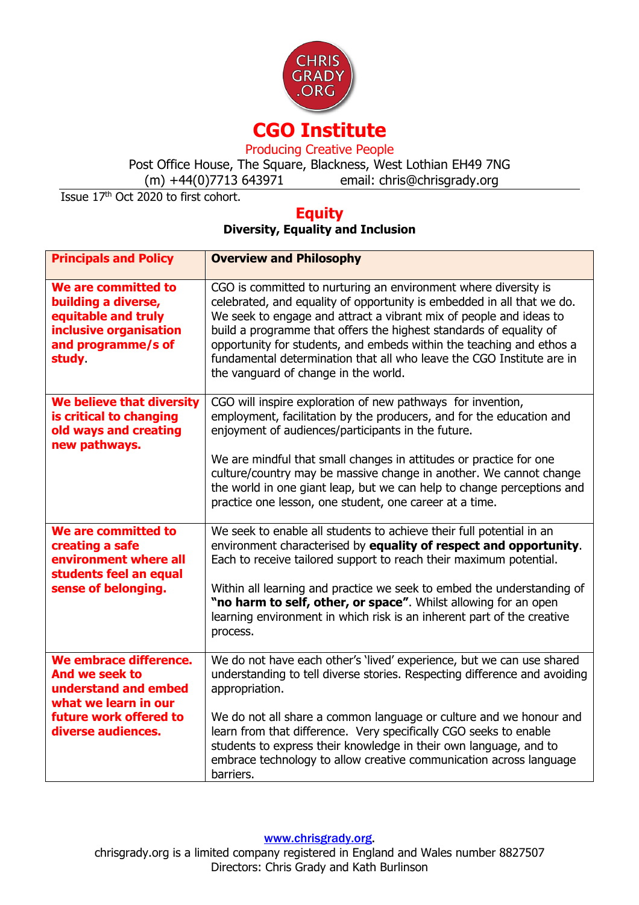CHRIS GRADY .ORG

# CGO Institute

Producing Creative People

Post Office House, The Square, Blackness, West Lothian EH49 7NG
(m) +44(0)7713 643971 email: chris@chrisgrady.org

Issue 17th Oct 2020 to first cohort.

## Equity

**Diversity, Equality and Inclusion**

| **Principals and Policy** | **Overview and Philosophy** |
|---|---|
| **We are committed to building a diverse, equitable and truly inclusive organisation and programme/s of study**. | CGO is committed to nurturing an environment where diversity is celebrated, and equality of opportunity is embedded in all that we do. We seek to engage and attract a vibrant mix of people and ideas to build a programme that offers the highest standards of equality of opportunity for students, and embeds within the teaching and ethos a fundamental determination that all who leave the CGO Institute are in the vanguard of change in the world. |
| **We believe that diversity is critical to changing old ways and creating new pathways.** | CGO will inspire exploration of new pathways for invention, employment, facilitation by the producers, and for the education and enjoyment of audiences/participants in the future.<br><br>We are mindful that small changes in attitudes or practice for one culture/country may be massive change in another. We cannot change the world in one giant leap, but we can help to change perceptions and practice one lesson, one student, one career at a time. |
| **We are committed to creating a safe environment where all students feel an equal sense of belonging.** | We seek to enable all students to achieve their full potential in an environment characterised by **equality of respect and opportunity**. Each to receive tailored support to reach their maximum potential.<br><br>Within all learning and practice we seek to embed the understanding of **"no harm to self, other, or space"**. Whilst allowing for an open learning environment in which risk is an inherent part of the creative process. |
| **We embrace difference. And we seek to understand and embed what we learn in our future work offered to diverse audiences.** | We do not have each other's 'lived' experience, but we can use shared understanding to tell diverse stories. Respecting difference and avoiding appropriation.<br><br>We do not all share a common language or culture and we honour and learn from that difference. Very specifically CGO seeks to enable students to express their knowledge in their own language, and to embrace technology to allow creative communication across language barriers. |

www.chrisgrady.org.
chrisgrady.org is a limited company registered in England and Wales number 8827507
Directors: Chris Grady and Kath Burlinson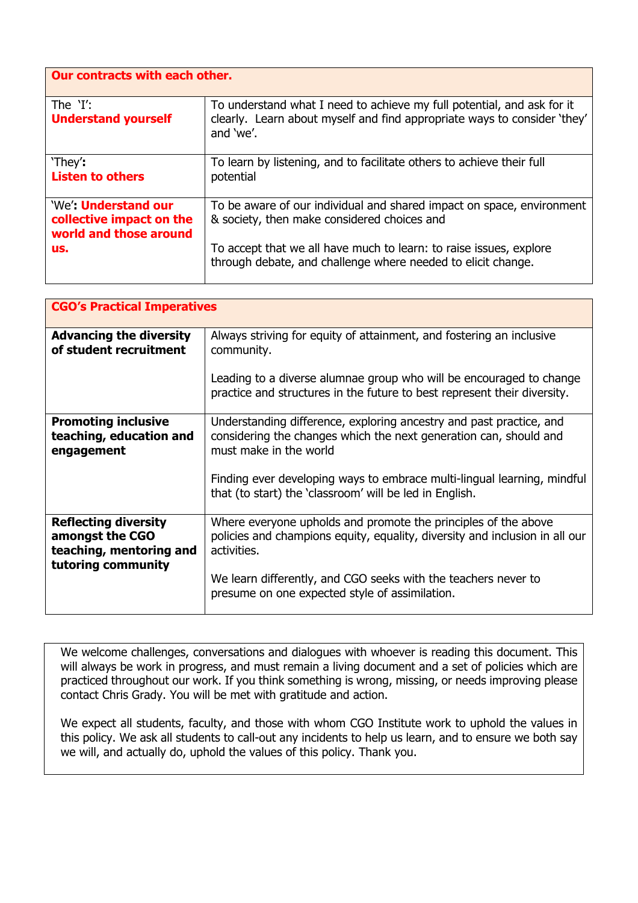| Our contracts with each other. | |
|---|---|
| The 'I': **Understand yourself** | To understand what I need to achieve my full potential, and ask for it clearly. Learn about myself and find appropriate ways to consider 'they' and 'we'. |
| 'They': **Listen to others** | To learn by listening, and to facilitate others to achieve their full potential |
| 'We': **Understand our collective impact on the world and those around us.** | To be aware of our individual and shared impact on space, environment & society, then make considered choices and<br><br>To accept that we all have much to learn: to raise issues, explore through debate, and challenge where needed to elicit change. |

| CGO's Practical Imperatives | |
|---|---|
| **Advancing the diversity of student recruitment** | Always striving for equity of attainment, and fostering an inclusive community.<br><br>Leading to a diverse alumnae group who will be encouraged to change practice and structures in the future to best represent their diversity. |
| **Promoting inclusive teaching, education and engagement** | Understanding difference, exploring ancestry and past practice, and considering the changes which the next generation can, should and must make in the world<br><br>Finding ever developing ways to embrace multi-lingual learning, mindful that (to start) the 'classroom' will be led in English. |
| **Reflecting diversity amongst the CGO teaching, mentoring and tutoring community** | Where everyone upholds and promote the principles of the above policies and champions equity, equality, diversity and inclusion in all our activities.<br><br>We learn differently, and CGO seeks with the teachers never to presume on one expected style of assimilation. |

We welcome challenges, conversations and dialogues with whoever is reading this document. This will always be work in progress, and must remain a living document and a set of policies which are practiced throughout our work. If you think something is wrong, missing, or needs improving please contact Chris Grady. You will be met with gratitude and action.

We expect all students, faculty, and those with whom CGO Institute work to uphold the values in this policy. We ask all students to call-out any incidents to help us learn, and to ensure we both say we will, and actually do, uphold the values of this policy. Thank you.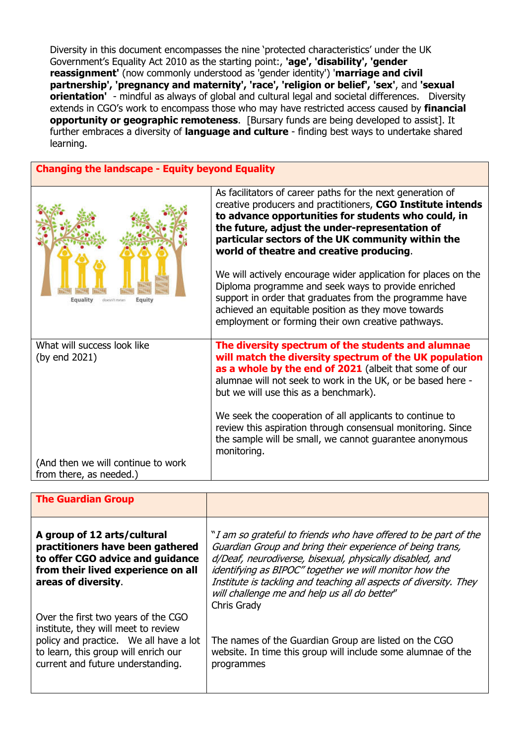Diversity in this document encompasses the nine 'protected characteristics' under the UK Government's Equality Act 2010 as the starting point:, **'age', 'disability', 'gender reassignment'** (now commonly understood as 'gender identity') '**marriage and civil partnership', 'pregnancy and maternity', 'race', 'religion or belief', 'sex'**, and **'sexual orientation'** - mindful as always of global and cultural legal and societal differences. Diversity extends in CGO's work to encompass those who may have restricted access caused by **financial opportunity or geographic remoteness**. [Bursary funds are being developed to assist]. It further embraces a diversity of **language and culture** - finding best ways to undertake shared learning.

| **Changing the landscape - Equity beyond Equality** | |
|---|---|
| Equality doesn't mean Equity | As facilitators of career paths for the next generation of creative producers and practitioners, **CGO Institute intends to advance opportunities for students who could, in the future, adjust the under-representation of particular sectors of the UK community within the world of theatre and creative producing**.<br><br>We will actively encourage wider application for places on the Diploma programme and seek ways to provide enriched support in order that graduates from the programme have achieved an equitable position as they move towards employment or forming their own creative pathways. |
| What will success look like (by end 2021)<br><br>(And then we will continue to work from there, as needed.) | **The diversity spectrum of the students and alumnae will match the diversity spectrum of the UK population as a whole by the end of 2021** (albeit that some of our alumnae will not seek to work in the UK, or be based here - but we will use this as a benchmark).<br><br>We seek the cooperation of all applicants to continue to review this aspiration through consensual monitoring. Since the sample will be small, we cannot guarantee anonymous monitoring. |

| **The Guardian Group** | |
|---|---|
| **A group of 12 arts/cultural practitioners have been gathered to offer CGO advice and guidance from their lived experience on all areas of diversity.**<br><br>Over the first two years of the CGO institute, they will meet to review policy and practice. We all have a lot to learn, this group will enrich our current and future understanding. | "*I am so grateful to friends who have offered to be part of the Guardian Group and bring their experience of being trans, d/Deaf, neurodiverse, bisexual, physically disabled, and identifying as BIPOC" together we will monitor how the Institute is tackling and teaching all aspects of diversity. They will challenge me and help us all do better*"<br>Chris Grady<br><br>The names of the Guardian Group are listed on the CGO website. In time this group will include some alumnae of the programmes |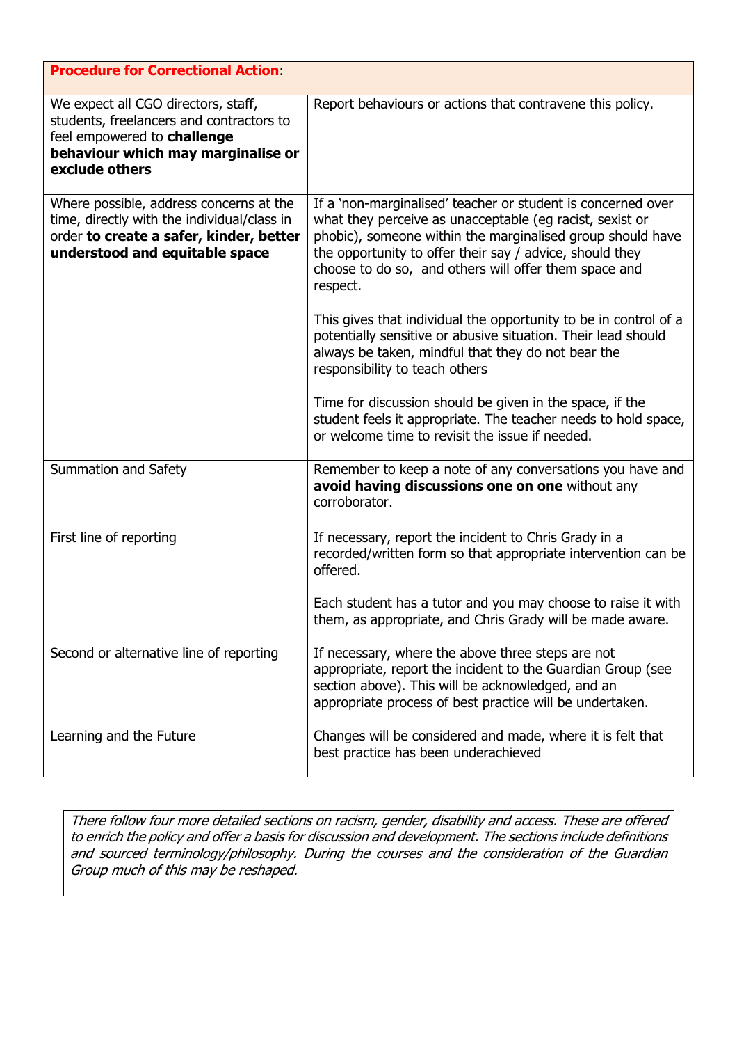| **Procedure for Correctional Action**: | |
|---|---|
| We expect all CGO directors, staff, students, freelancers and contractors to feel empowered to **challenge behaviour which may marginalise or exclude others** | Report behaviours or actions that contravene this policy. |
| Where possible, address concerns at the time, directly with the individual/class in order **to create a safer, kinder, better understood and equitable space** | If a 'non-marginalised' teacher or student is concerned over what they perceive as unacceptable (eg racist, sexist or phobic), someone within the marginalised group should have the opportunity to offer their say / advice, should they choose to do so, and others will offer them space and respect.<br><br>This gives that individual the opportunity to be in control of a potentially sensitive or abusive situation. Their lead should always be taken, mindful that they do not bear the responsibility to teach others<br><br>Time for discussion should be given in the space, if the student feels it appropriate. The teacher needs to hold space, or welcome time to revisit the issue if needed. |
| Summation and Safety | Remember to keep a note of any conversations you have and **avoid having discussions one on one** without any corroborator. |
| First line of reporting | If necessary, report the incident to Chris Grady in a recorded/written form so that appropriate intervention can be offered.<br><br>Each student has a tutor and you may choose to raise it with them, as appropriate, and Chris Grady will be made aware. |
| Second or alternative line of reporting | If necessary, where the above three steps are not appropriate, report the incident to the Guardian Group (see section above). This will be acknowledged, and an appropriate process of best practice will be undertaken. |
| Learning and the Future | Changes will be considered and made, where it is felt that best practice has been underachieved |

*There follow four more detailed sections on racism, gender, disability and access. These are offered to enrich the policy and offer a basis for discussion and development. The sections include definitions and sourced terminology/philosophy. During the courses and the consideration of the Guardian Group much of this may be reshaped.*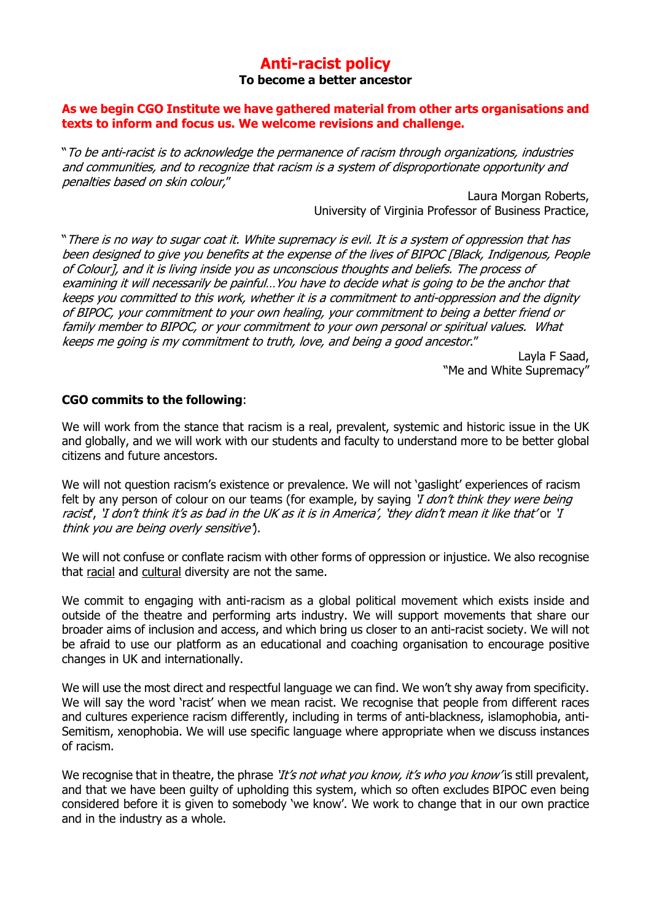# Anti-racist policy

**To become a better ancestor**

**As we begin CGO Institute we have gathered material from other arts organisations and texts to inform and focus us. We welcome revisions and challenge.**

"*To be anti-racist is to acknowledge the permanence of racism through organizations, industries and communities, and to recognize that racism is a system of disproportionate opportunity and penalties based on skin colour,*"

Laura Morgan Roberts,
University of Virginia Professor of Business Practice,

"*There is no way to sugar coat it. White supremacy is evil. It is a system of oppression that has been designed to give you benefits at the expense of the lives of BIPOC [Black, Indigenous, People of Colour], and it is living inside you as unconscious thoughts and beliefs. The process of examining it will necessarily be painful…You have to decide what is going to be the anchor that keeps you committed to this work, whether it is a commitment to anti-oppression and the dignity of BIPOC, your commitment to your own healing, your commitment to being a better friend or family member to BIPOC, or your commitment to your own personal or spiritual values. What keeps me going is my commitment to truth, love, and being a good ancestor*."

Layla F Saad,
"Me and White Supremacy"

**CGO commits to the following**:

We will work from the stance that racism is a real, prevalent, systemic and historic issue in the UK and globally, and we will work with our students and faculty to understand more to be better global citizens and future ancestors.

We will not question racism's existence or prevalence. We will not 'gaslight' experiences of racism felt by any person of colour on our teams (for example, by saying *'I don't think they were being racist*', *'I don't think it's as bad in the UK as it is in America'*, *'they didn't mean it like that'* or *'I think you are being overly sensitive'*).

We will not confuse or conflate racism with other forms of oppression or injustice. We also recognise that <u>racial</u> and <u>cultural</u> diversity are not the same.

We commit to engaging with anti-racism as a global political movement which exists inside and outside of the theatre and performing arts industry. We will support movements that share our broader aims of inclusion and access, and which bring us closer to an anti-racist society. We will not be afraid to use our platform as an educational and coaching organisation to encourage positive changes in UK and internationally.

We will use the most direct and respectful language we can find. We won't shy away from specificity. We will say the word 'racist' when we mean racist. We recognise that people from different races and cultures experience racism differently, including in terms of anti-blackness, islamophobia, anti-Semitism, xenophobia. We will use specific language where appropriate when we discuss instances of racism.

We recognise that in theatre, the phrase *'It's not what you know, it's who you know'* is still prevalent, and that we have been guilty of upholding this system, which so often excludes BIPOC even being considered before it is given to somebody 'we know'. We work to change that in our own practice and in the industry as a whole.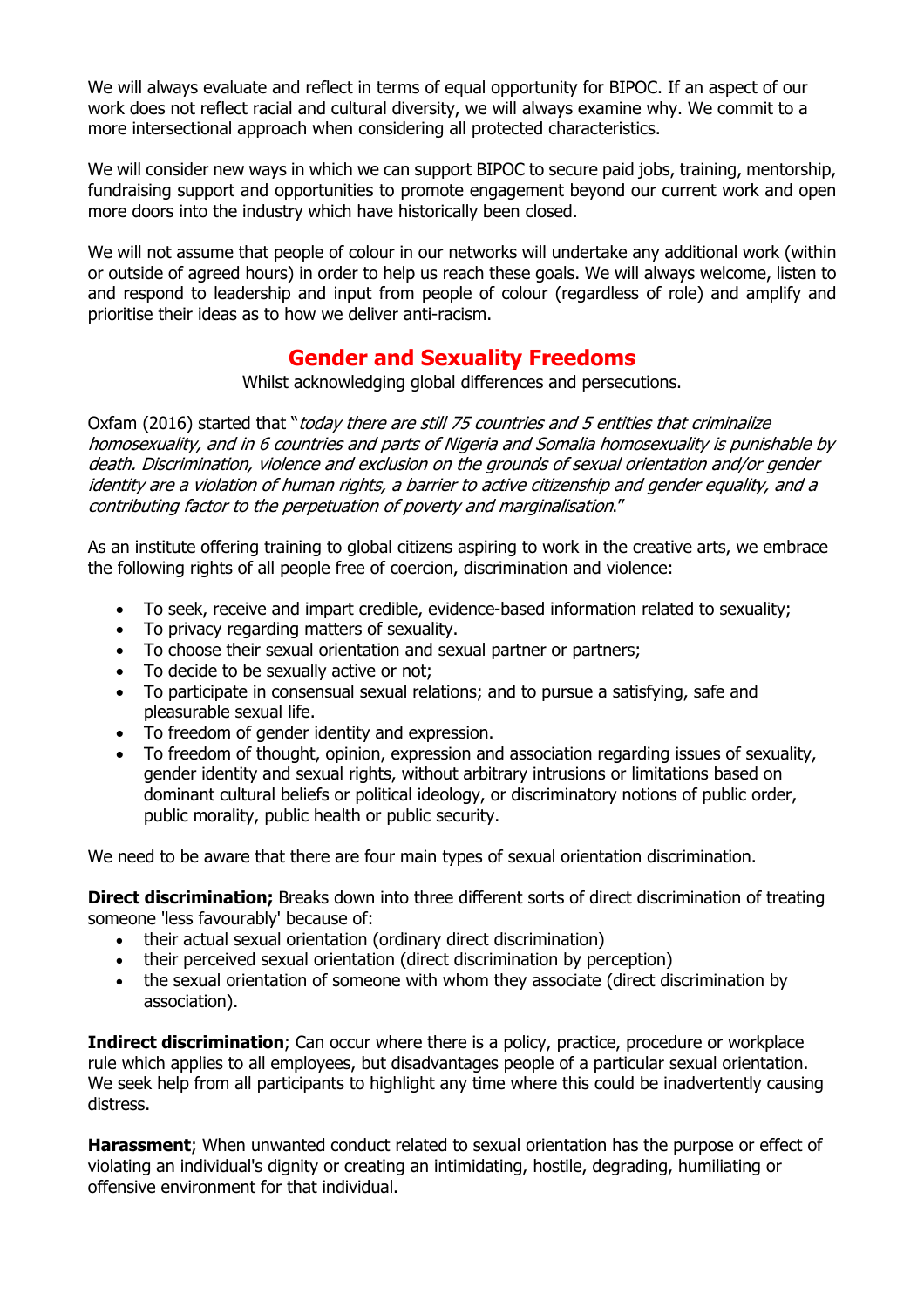We will always evaluate and reflect in terms of equal opportunity for BIPOC. If an aspect of our work does not reflect racial and cultural diversity, we will always examine why. We commit to a more intersectional approach when considering all protected characteristics.

We will consider new ways in which we can support BIPOC to secure paid jobs, training, mentorship, fundraising support and opportunities to promote engagement beyond our current work and open more doors into the industry which have historically been closed.

We will not assume that people of colour in our networks will undertake any additional work (within or outside of agreed hours) in order to help us reach these goals. We will always welcome, listen to and respond to leadership and input from people of colour (regardless of role) and amplify and prioritise their ideas as to how we deliver anti-racism.

## Gender and Sexuality Freedoms

Whilst acknowledging global differences and persecutions.

Oxfam (2016) started that "*today there are still 75 countries and 5 entities that criminalize homosexuality, and in 6 countries and parts of Nigeria and Somalia homosexuality is punishable by death. Discrimination, violence and exclusion on the grounds of sexual orientation and/or gender identity are a violation of human rights, a barrier to active citizenship and gender equality, and a contributing factor to the perpetuation of poverty and marginalisation*."

As an institute offering training to global citizens aspiring to work in the creative arts, we embrace the following rights of all people free of coercion, discrimination and violence:

- To seek, receive and impart credible, evidence-based information related to sexuality;
- To privacy regarding matters of sexuality.
- To choose their sexual orientation and sexual partner or partners;
- To decide to be sexually active or not;
- To participate in consensual sexual relations; and to pursue a satisfying, safe and pleasurable sexual life.
- To freedom of gender identity and expression.
- To freedom of thought, opinion, expression and association regarding issues of sexuality, gender identity and sexual rights, without arbitrary intrusions or limitations based on dominant cultural beliefs or political ideology, or discriminatory notions of public order, public morality, public health or public security.

We need to be aware that there are four main types of sexual orientation discrimination.

**Direct discrimination;** Breaks down into three different sorts of direct discrimination of treating someone 'less favourably' because of:

- their actual sexual orientation (ordinary direct discrimination)
- their perceived sexual orientation (direct discrimination by perception)
- the sexual orientation of someone with whom they associate (direct discrimination by association).

**Indirect discrimination**; Can occur where there is a policy, practice, procedure or workplace rule which applies to all employees, but disadvantages people of a particular sexual orientation. We seek help from all participants to highlight any time where this could be inadvertently causing distress.

**Harassment**; When unwanted conduct related to sexual orientation has the purpose or effect of violating an individual's dignity or creating an intimidating, hostile, degrading, humiliating or offensive environment for that individual.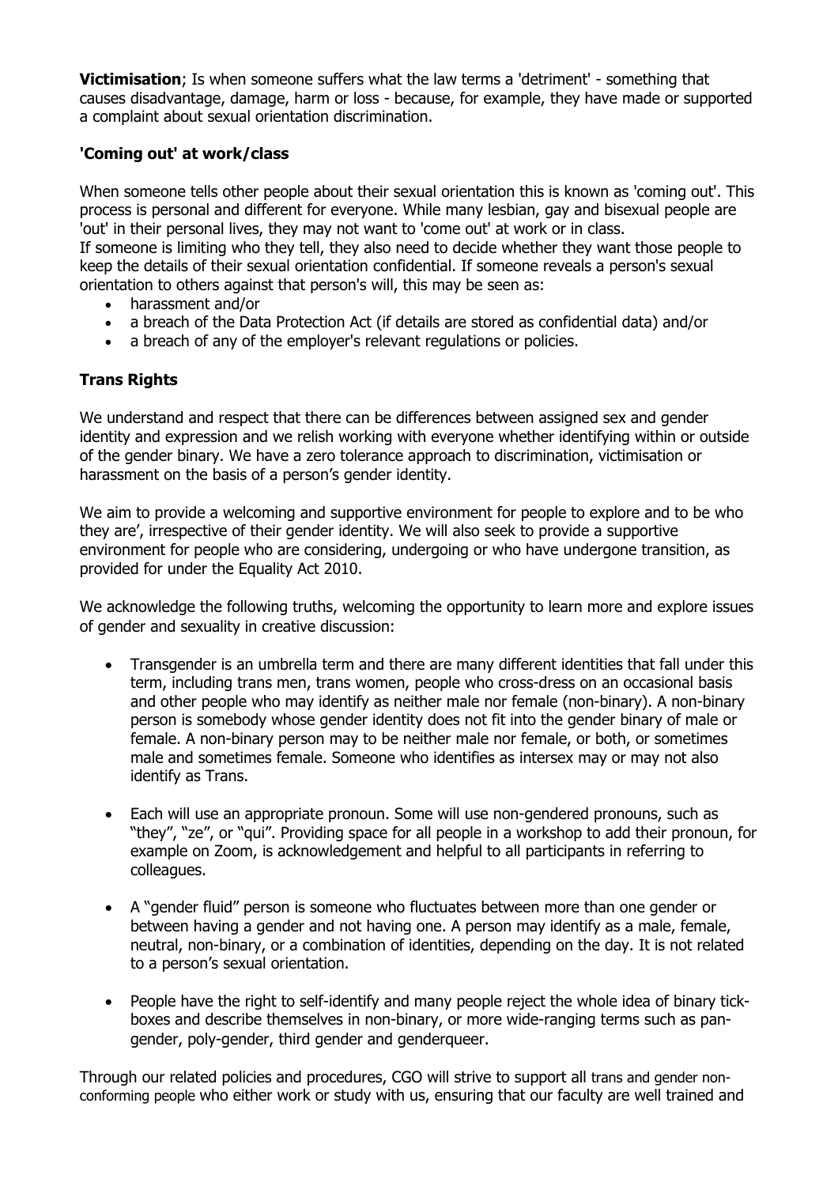**Victimisation**; Is when someone suffers what the law terms a 'detriment' - something that causes disadvantage, damage, harm or loss - because, for example, they have made or supported a complaint about sexual orientation discrimination.

### 'Coming out' at work/class

When someone tells other people about their sexual orientation this is known as 'coming out'. This process is personal and different for everyone. While many lesbian, gay and bisexual people are 'out' in their personal lives, they may not want to 'come out' at work or in class.
If someone is limiting who they tell, they also need to decide whether they want those people to keep the details of their sexual orientation confidential. If someone reveals a person's sexual orientation to others against that person's will, this may be seen as:

- harassment and/or
- a breach of the Data Protection Act (if details are stored as confidential data) and/or
- a breach of any of the employer's relevant regulations or policies.

### Trans Rights

We understand and respect that there can be differences between assigned sex and gender identity and expression and we relish working with everyone whether identifying within or outside of the gender binary. We have a zero tolerance approach to discrimination, victimisation or harassment on the basis of a person's gender identity.

We aim to provide a welcoming and supportive environment for people to explore and to be who they are', irrespective of their gender identity. We will also seek to provide a supportive environment for people who are considering, undergoing or who have undergone transition, as provided for under the Equality Act 2010.

We acknowledge the following truths, welcoming the opportunity to learn more and explore issues of gender and sexuality in creative discussion:

- Transgender is an umbrella term and there are many different identities that fall under this term, including trans men, trans women, people who cross-dress on an occasional basis and other people who may identify as neither male nor female (non-binary). A non-binary person is somebody whose gender identity does not fit into the gender binary of male or female. A non-binary person may to be neither male nor female, or both, or sometimes male and sometimes female. Someone who identifies as intersex may or may not also identify as Trans.

- Each will use an appropriate pronoun. Some will use non-gendered pronouns, such as "they", "ze", or "qui". Providing space for all people in a workshop to add their pronoun, for example on Zoom, is acknowledgement and helpful to all participants in referring to colleagues.

- A "gender fluid" person is someone who fluctuates between more than one gender or between having a gender and not having one. A person may identify as a male, female, neutral, non-binary, or a combination of identities, depending on the day. It is not related to a person's sexual orientation.

- People have the right to self-identify and many people reject the whole idea of binary tick-boxes and describe themselves in non-binary, or more wide-ranging terms such as pan-gender, poly-gender, third gender and genderqueer.

Through our related policies and procedures, CGO will strive to support all trans and gender non-conforming people who either work or study with us, ensuring that our faculty are well trained and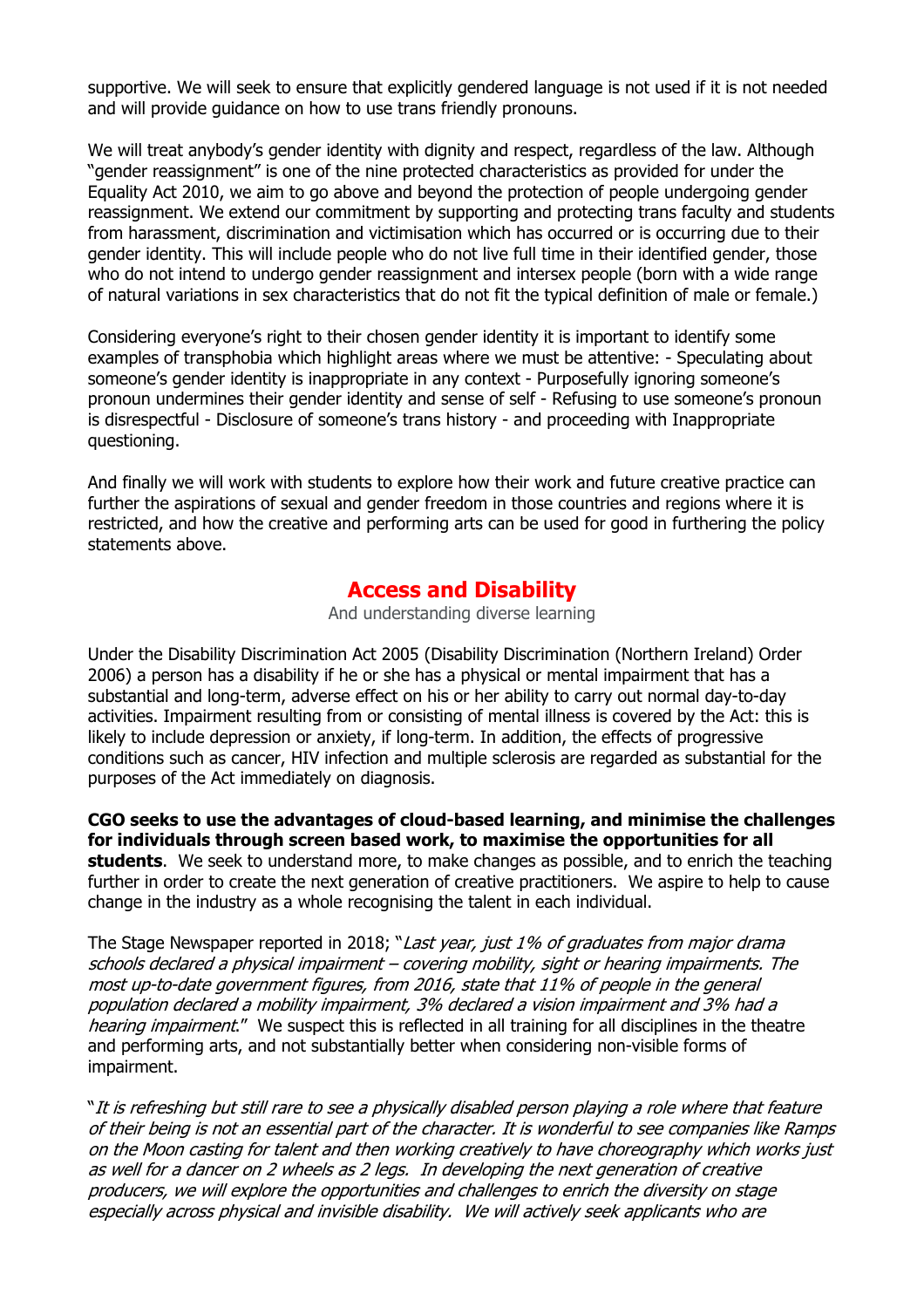supportive. We will seek to ensure that explicitly gendered language is not used if it is not needed and will provide guidance on how to use trans friendly pronouns.

We will treat anybody's gender identity with dignity and respect, regardless of the law. Although "gender reassignment" is one of the nine protected characteristics as provided for under the Equality Act 2010, we aim to go above and beyond the protection of people undergoing gender reassignment. We extend our commitment by supporting and protecting trans faculty and students from harassment, discrimination and victimisation which has occurred or is occurring due to their gender identity. This will include people who do not live full time in their identified gender, those who do not intend to undergo gender reassignment and intersex people (born with a wide range of natural variations in sex characteristics that do not fit the typical definition of male or female.)

Considering everyone's right to their chosen gender identity it is important to identify some examples of transphobia which highlight areas where we must be attentive: - Speculating about someone's gender identity is inappropriate in any context - Purposefully ignoring someone's pronoun undermines their gender identity and sense of self - Refusing to use someone's pronoun is disrespectful - Disclosure of someone's trans history - and proceeding with Inappropriate questioning.

And finally we will work with students to explore how their work and future creative practice can further the aspirations of sexual and gender freedom in those countries and regions where it is restricted, and how the creative and performing arts can be used for good in furthering the policy statements above.

## Access and Disability

And understanding diverse learning

Under the Disability Discrimination Act 2005 (Disability Discrimination (Northern Ireland) Order 2006) a person has a disability if he or she has a physical or mental impairment that has a substantial and long-term, adverse effect on his or her ability to carry out normal day-to-day activities. Impairment resulting from or consisting of mental illness is covered by the Act: this is likely to include depression or anxiety, if long-term. In addition, the effects of progressive conditions such as cancer, HIV infection and multiple sclerosis are regarded as substantial for the purposes of the Act immediately on diagnosis.

**CGO seeks to use the advantages of cloud-based learning, and minimise the challenges for individuals through screen based work, to maximise the opportunities for all students**. We seek to understand more, to make changes as possible, and to enrich the teaching further in order to create the next generation of creative practitioners. We aspire to help to cause change in the industry as a whole recognising the talent in each individual.

The Stage Newspaper reported in 2018; "*Last year, just 1% of graduates from major drama schools declared a physical impairment – covering mobility, sight or hearing impairments. The most up-to-date government figures, from 2016, state that 11% of people in the general population declared a mobility impairment, 3% declared a vision impairment and 3% had a hearing impairment*." We suspect this is reflected in all training for all disciplines in the theatre and performing arts, and not substantially better when considering non-visible forms of impairment.

"*It is refreshing but still rare to see a physically disabled person playing a role where that feature of their being is not an essential part of the character. It is wonderful to see companies like Ramps on the Moon casting for talent and then working creatively to have choreography which works just as well for a dancer on 2 wheels as 2 legs. In developing the next generation of creative producers, we will explore the opportunities and challenges to enrich the diversity on stage especially across physical and invisible disability. We will actively seek applicants who are*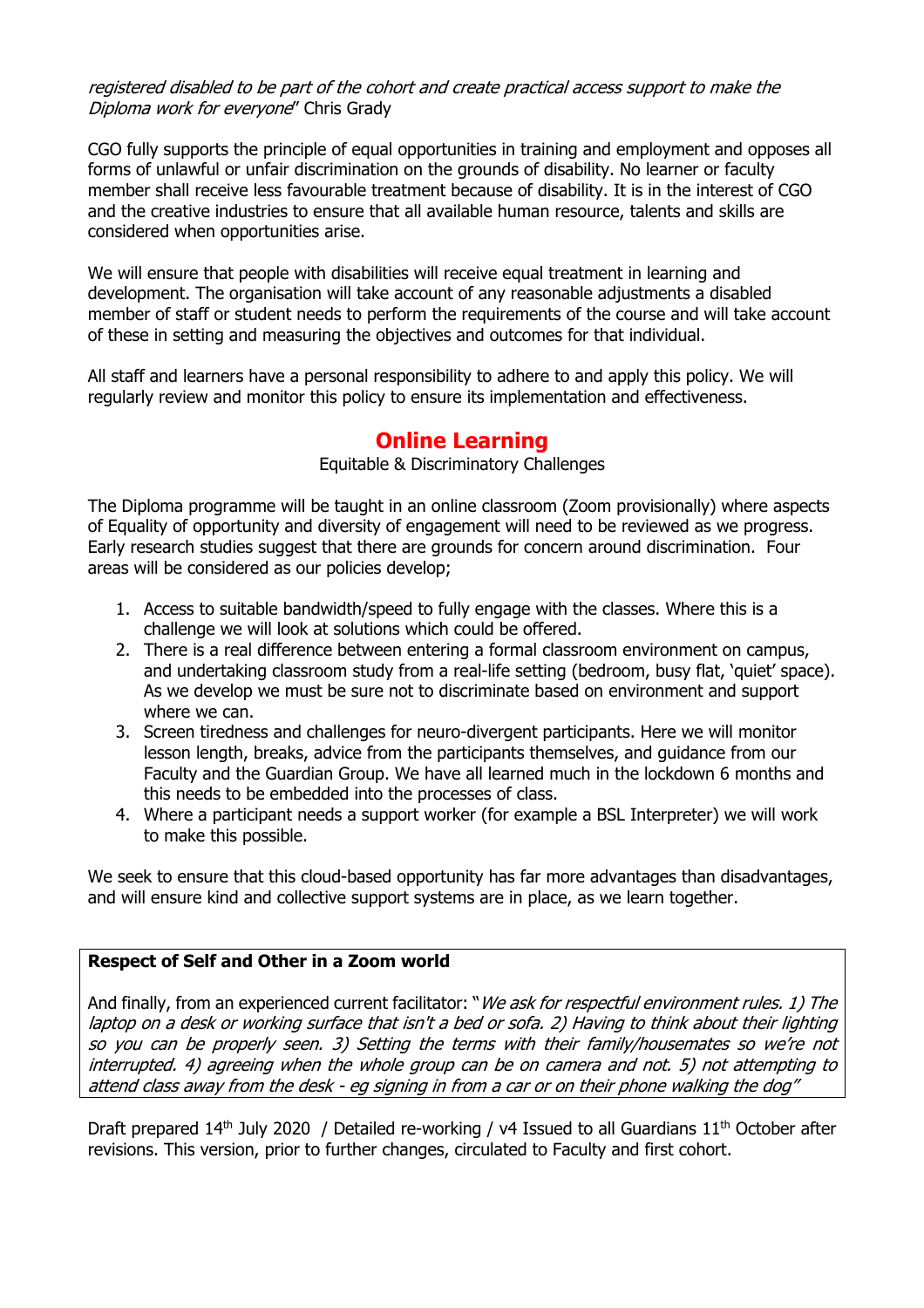*registered disabled to be part of the cohort and create practical access support to make the Diploma work for everyone*" Chris Grady

CGO fully supports the principle of equal opportunities in training and employment and opposes all forms of unlawful or unfair discrimination on the grounds of disability. No learner or faculty member shall receive less favourable treatment because of disability. It is in the interest of CGO and the creative industries to ensure that all available human resource, talents and skills are considered when opportunities arise.

We will ensure that people with disabilities will receive equal treatment in learning and development. The organisation will take account of any reasonable adjustments a disabled member of staff or student needs to perform the requirements of the course and will take account of these in setting and measuring the objectives and outcomes for that individual.

All staff and learners have a personal responsibility to adhere to and apply this policy. We will regularly review and monitor this policy to ensure its implementation and effectiveness.

## Online Learning

Equitable & Discriminatory Challenges

The Diploma programme will be taught in an online classroom (Zoom provisionally) where aspects of Equality of opportunity and diversity of engagement will need to be reviewed as we progress. Early research studies suggest that there are grounds for concern around discrimination. Four areas will be considered as our policies develop;

1. Access to suitable bandwidth/speed to fully engage with the classes. Where this is a challenge we will look at solutions which could be offered.
2. There is a real difference between entering a formal classroom environment on campus, and undertaking classroom study from a real-life setting (bedroom, busy flat, 'quiet' space). As we develop we must be sure not to discriminate based on environment and support where we can.
3. Screen tiredness and challenges for neuro-divergent participants. Here we will monitor lesson length, breaks, advice from the participants themselves, and guidance from our Faculty and the Guardian Group. We have all learned much in the lockdown 6 months and this needs to be embedded into the processes of class.
4. Where a participant needs a support worker (for example a BSL Interpreter) we will work to make this possible.

We seek to ensure that this cloud-based opportunity has far more advantages than disadvantages, and will ensure kind and collective support systems are in place, as we learn together.

**Respect of Self and Other in a Zoom world**

And finally, from an experienced current facilitator: "*We ask for respectful environment rules. 1) The laptop on a desk or working surface that isn't a bed or sofa. 2) Having to think about their lighting so you can be properly seen. 3) Setting the terms with their family/housemates so we're not interrupted. 4) agreeing when the whole group can be on camera and not. 5) not attempting to attend class away from the desk - eg signing in from a car or on their phone walking the dog*"

Draft prepared 14th July 2020 / Detailed re-working / v4 Issued to all Guardians 11th October after revisions. This version, prior to further changes, circulated to Faculty and first cohort.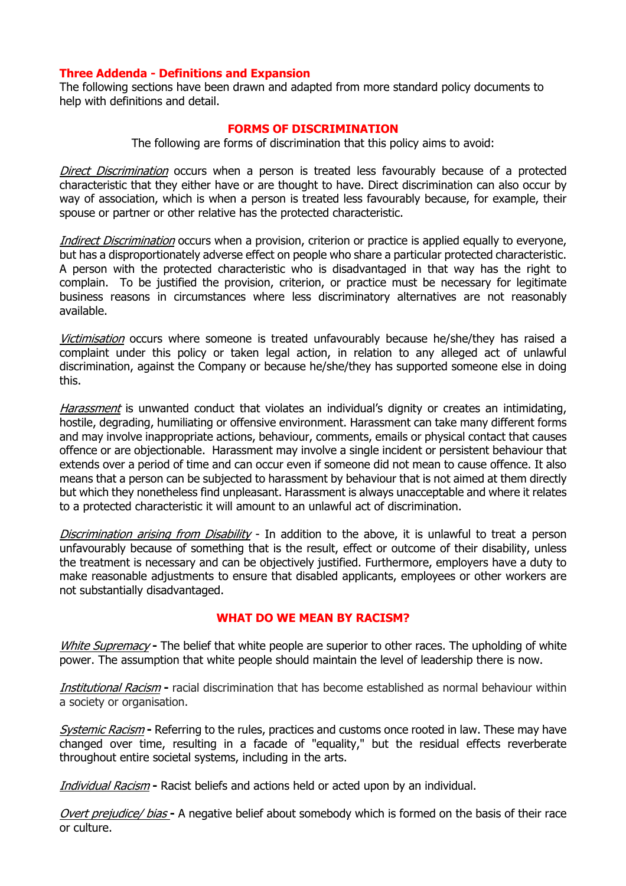## Three Addenda - Definitions and Expansion

The following sections have been drawn and adapted from more standard policy documents to help with definitions and detail.

### FORMS OF DISCRIMINATION

The following are forms of discrimination that this policy aims to avoid:

*Direct Discrimination* occurs when a person is treated less favourably because of a protected characteristic that they either have or are thought to have. Direct discrimination can also occur by way of association, which is when a person is treated less favourably because, for example, their spouse or partner or other relative has the protected characteristic.

*Indirect Discrimination* occurs when a provision, criterion or practice is applied equally to everyone, but has a disproportionately adverse effect on people who share a particular protected characteristic. A person with the protected characteristic who is disadvantaged in that way has the right to complain. To be justified the provision, criterion, or practice must be necessary for legitimate business reasons in circumstances where less discriminatory alternatives are not reasonably available.

*Victimisation* occurs where someone is treated unfavourably because he/she/they has raised a complaint under this policy or taken legal action, in relation to any alleged act of unlawful discrimination, against the Company or because he/she/they has supported someone else in doing this.

*Harassment* is unwanted conduct that violates an individual's dignity or creates an intimidating, hostile, degrading, humiliating or offensive environment. Harassment can take many different forms and may involve inappropriate actions, behaviour, comments, emails or physical contact that causes offence or are objectionable. Harassment may involve a single incident or persistent behaviour that extends over a period of time and can occur even if someone did not mean to cause offence. It also means that a person can be subjected to harassment by behaviour that is not aimed at them directly but which they nonetheless find unpleasant. Harassment is always unacceptable and where it relates to a protected characteristic it will amount to an unlawful act of discrimination.

*Discrimination arising from Disability* - In addition to the above, it is unlawful to treat a person unfavourably because of something that is the result, effect or outcome of their disability, unless the treatment is necessary and can be objectively justified. Furthermore, employers have a duty to make reasonable adjustments to ensure that disabled applicants, employees or other workers are not substantially disadvantaged.

### WHAT DO WE MEAN BY RACISM?

*White Supremacy* **-** The belief that white people are superior to other races. The upholding of white power. The assumption that white people should maintain the level of leadership there is now.

*Institutional Racism* **-** racial discrimination that has become established as normal behaviour within a society or organisation.

*Systemic Racism* **-** Referring to the rules, practices and customs once rooted in law. These may have changed over time, resulting in a facade of "equality," but the residual effects reverberate throughout entire societal systems, including in the arts.

*Individual Racism* **-** Racist beliefs and actions held or acted upon by an individual.

*Overt prejudice/ bias* **-** A negative belief about somebody which is formed on the basis of their race or culture.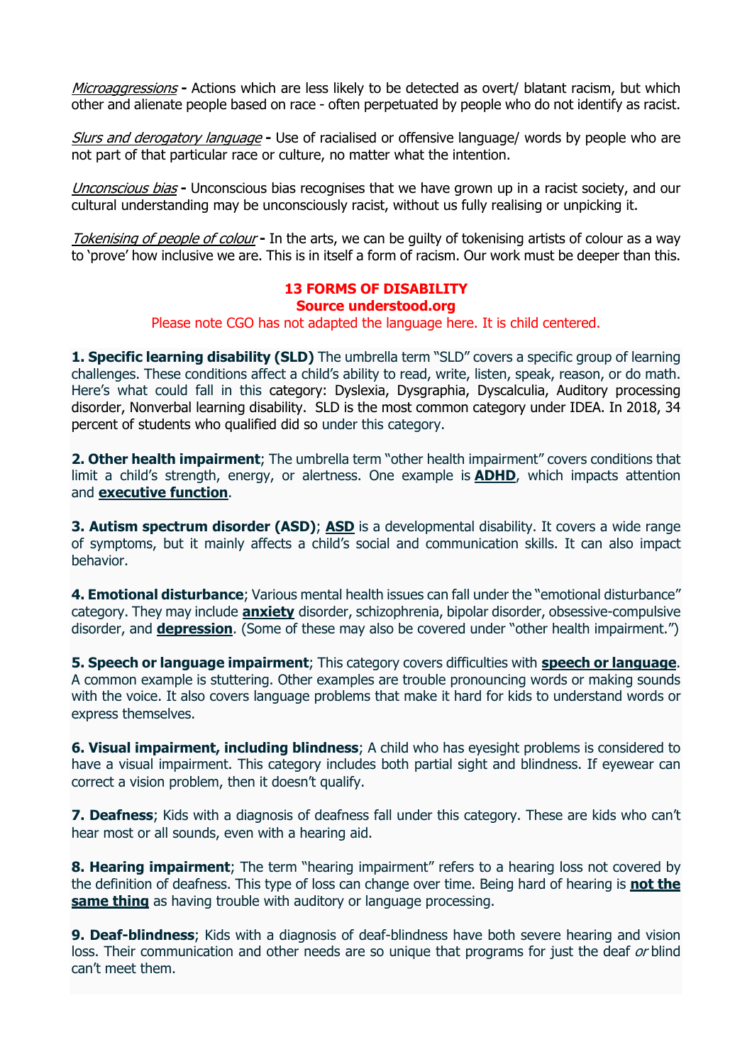*Microaggressions* **-** Actions which are less likely to be detected as overt/ blatant racism, but which other and alienate people based on race - often perpetuated by people who do not identify as racist.

*Slurs and derogatory language* **-** Use of racialised or offensive language/ words by people who are not part of that particular race or culture, no matter what the intention.

*Unconscious bias* **-** Unconscious bias recognises that we have grown up in a racist society, and our cultural understanding may be unconsciously racist, without us fully realising or unpicking it.

*Tokenising of people of colour* **-** In the arts, we can be guilty of tokenising artists of colour as a way to 'prove' how inclusive we are. This is in itself a form of racism. Our work must be deeper than this.

## 13 FORMS OF DISABILITY

**Source understood.org**

Please note CGO has not adapted the language here. It is child centered.

**1. Specific learning disability (SLD)** The umbrella term "SLD" covers a specific group of learning challenges. These conditions affect a child's ability to read, write, listen, speak, reason, or do math. Here's what could fall in this category: Dyslexia, Dysgraphia, Dyscalculia, Auditory processing disorder, Nonverbal learning disability. SLD is the most common category under IDEA. In 2018, 34 percent of students who qualified did so under this category.

**2. Other health impairment**; The umbrella term "other health impairment" covers conditions that limit a child's strength, energy, or alertness. One example is **ADHD**, which impacts attention and **executive function**.

**3. Autism spectrum disorder (ASD)**; **ASD** is a developmental disability. It covers a wide range of symptoms, but it mainly affects a child's social and communication skills. It can also impact behavior.

**4. Emotional disturbance**; Various mental health issues can fall under the "emotional disturbance" category. They may include **anxiety** disorder, schizophrenia, bipolar disorder, obsessive-compulsive disorder, and **depression**. (Some of these may also be covered under "other health impairment.")

**5. Speech or language impairment**; This category covers difficulties with **speech or language**. A common example is stuttering. Other examples are trouble pronouncing words or making sounds with the voice. It also covers language problems that make it hard for kids to understand words or express themselves.

**6. Visual impairment, including blindness**; A child who has eyesight problems is considered to have a visual impairment. This category includes both partial sight and blindness. If eyewear can correct a vision problem, then it doesn't qualify.

**7. Deafness**; Kids with a diagnosis of deafness fall under this category. These are kids who can't hear most or all sounds, even with a hearing aid.

**8. Hearing impairment**; The term "hearing impairment" refers to a hearing loss not covered by the definition of deafness. This type of loss can change over time. Being hard of hearing is **not the same thing** as having trouble with auditory or language processing.

**9. Deaf-blindness**; Kids with a diagnosis of deaf-blindness have both severe hearing and vision loss. Their communication and other needs are so unique that programs for just the deaf *or* blind can't meet them.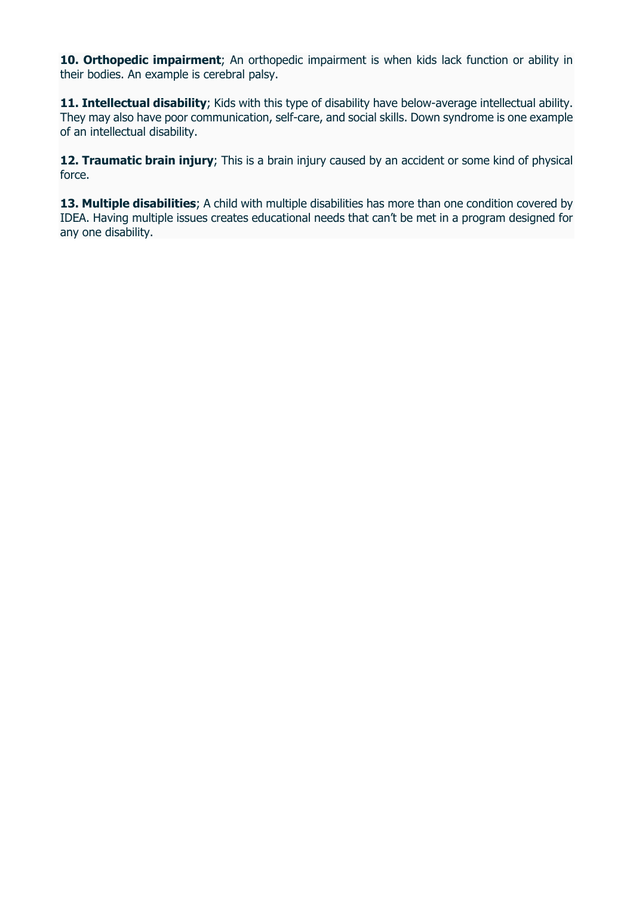**10. Orthopedic impairment**; An orthopedic impairment is when kids lack function or ability in their bodies. An example is cerebral palsy.

**11. Intellectual disability**; Kids with this type of disability have below-average intellectual ability. They may also have poor communication, self-care, and social skills. Down syndrome is one example of an intellectual disability.

**12. Traumatic brain injury**; This is a brain injury caused by an accident or some kind of physical force.

**13. Multiple disabilities**; A child with multiple disabilities has more than one condition covered by IDEA. Having multiple issues creates educational needs that can't be met in a program designed for any one disability.